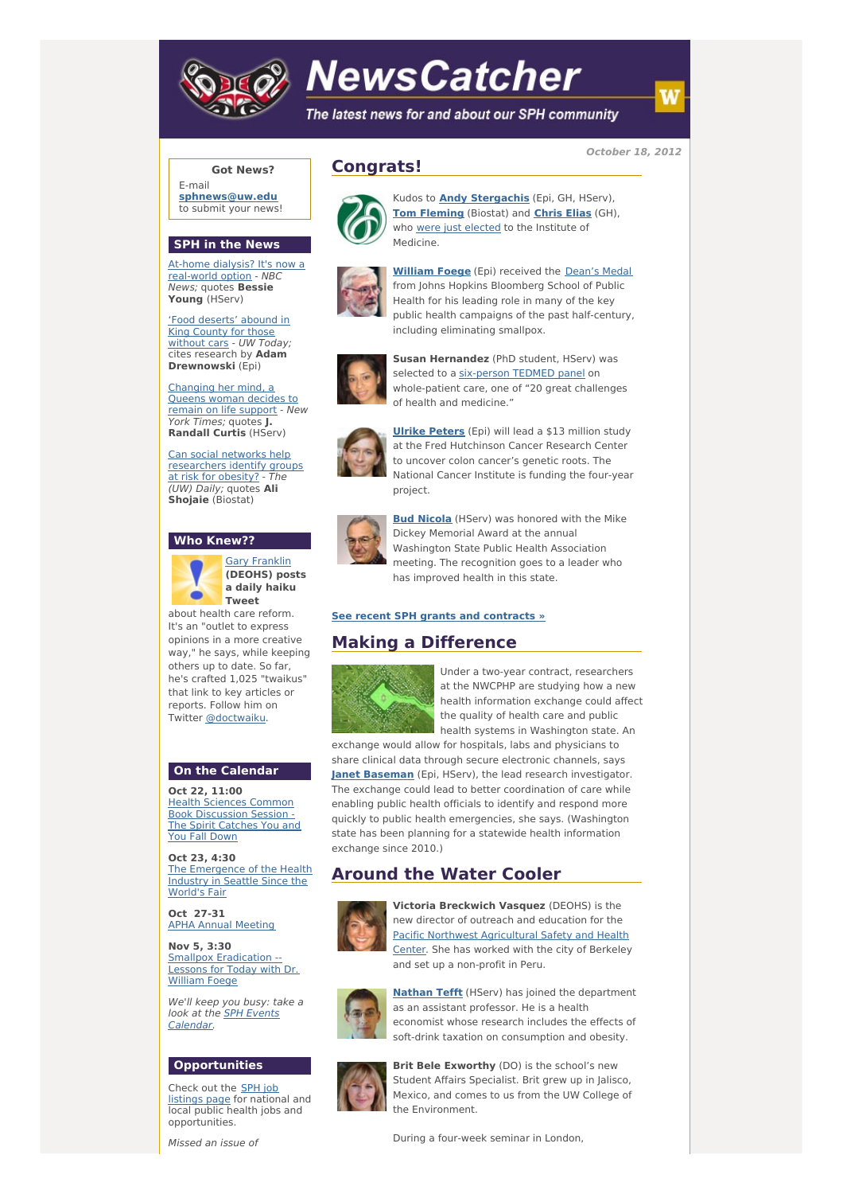# NewsCatcher

*The latest news for and about our SPH community*

*October 18, 2012*

## Congrats!

Kudos to **Andy Stergachis** (Epi, GH, HServ), **Tom Fleming** (Biostat) and **Chris Elias** (GH), who were just elected to the Institute of Medicine.

**William Foege** (Epi) received the Dean's Medal from Johns Hopkins Bloomberg School of Public Health for his leading role in many of the key public health campaigns of the past half-century, including eliminating smallpox.

**Susan Hernandez** (PhD student, HServ) was selected to a six-person TEDMED panel on whole-patient care, one of "20 great challenges of health and medicine."

**Ulrike Peters** (Epi) will lead a $13 million study at the Fred Hutchinson Cancer Research Center to uncover colon cancer's genetic roots. The National Cancer Institute is funding the four-year project.

**Bud Nicola** (HServ) was honored with the Mike Dickey Memorial Award at the annual Washington State Public Health Association meeting. The recognition goes to a leader who has improved health in this state.

**See recent SPH grants and contracts »**

## Making a Difference

Under a two-year contract, researchers at the NWCPHP are studying how a new health information exchange could affect the quality of health care and public health systems in Washington state. An exchange would allow for hospitals, labs and physicians to share clinical data through secure electronic channels, says **Janet Baseman** (Epi, HServ), the lead research investigator. The exchange could lead to better coordination of care while enabling public health officials to identify and respond more quickly to public health emergencies, she says. (Washington state has been planning for a statewide health information exchange since 2010.)

## Around the Water Cooler

**Victoria Breckwich Vasquez** (DEOHS) is the new director of outreach and education for the Pacific Northwest Agricultural Safety and Health Center. She has worked with the city of Berkeley and set up a non-profit in Peru.

**Nathan Tefft** (HServ) has joined the department as an assistant professor. He is a health economist whose research includes the effects of soft-drink taxation on consumption and obesity.

**Brit Bele Exworthy** (DO) is the school's new Student Affairs Specialist. Brit grew up in Jalisco, Mexico, and comes to us from the UW College of the Environment.

During a four-week seminar in London,

---

**Got News?**

E-mail **sphnews@uw.edu** to submit your news!

## SPH in the News

At-home dialysis? It's now a real-world option - *NBC News;* quotes **Bessie Young** (HServ)

'Food deserts' abound in King County for those without cars - *UW Today;* cites research by **Adam Drewnowski** (Epi)

Changing her mind, a Queens woman decides to remain on life support - *New York Times;* quotes **J. Randall Curtis** (HServ)

Can social networks help researchers identify groups at risk for obesity? - *The (UW) Daily;* quotes **Ali Shojaie** (Biostat)

## Who Knew??

Gary Franklin **(DEOHS) posts a daily haiku Tweet** about health care reform. It's an "outlet to express opinions in a more creative way," he says, while keeping others up to date. So far, he's crafted 1,025 "twaikus" that link to key articles or reports. Follow him on Twitter @doctwaiku.

## On the Calendar

**Oct 22, 11:00**
Health Sciences Common Book Discussion Session - The Spirit Catches You and You Fall Down

**Oct 23, 4:30**
The Emergence of the Health Industry in Seattle Since the World's Fair

**Oct 27-31**
APHA Annual Meeting

**Nov 5, 3:30**
Smallpox Eradication -- Lessons for Today with Dr. William Foege

*We'll keep you busy: take a look at the SPH Events Calendar.*

## Opportunities

Check out the SPH job listings page for national and local public health jobs and opportunities.

*Missed an issue of*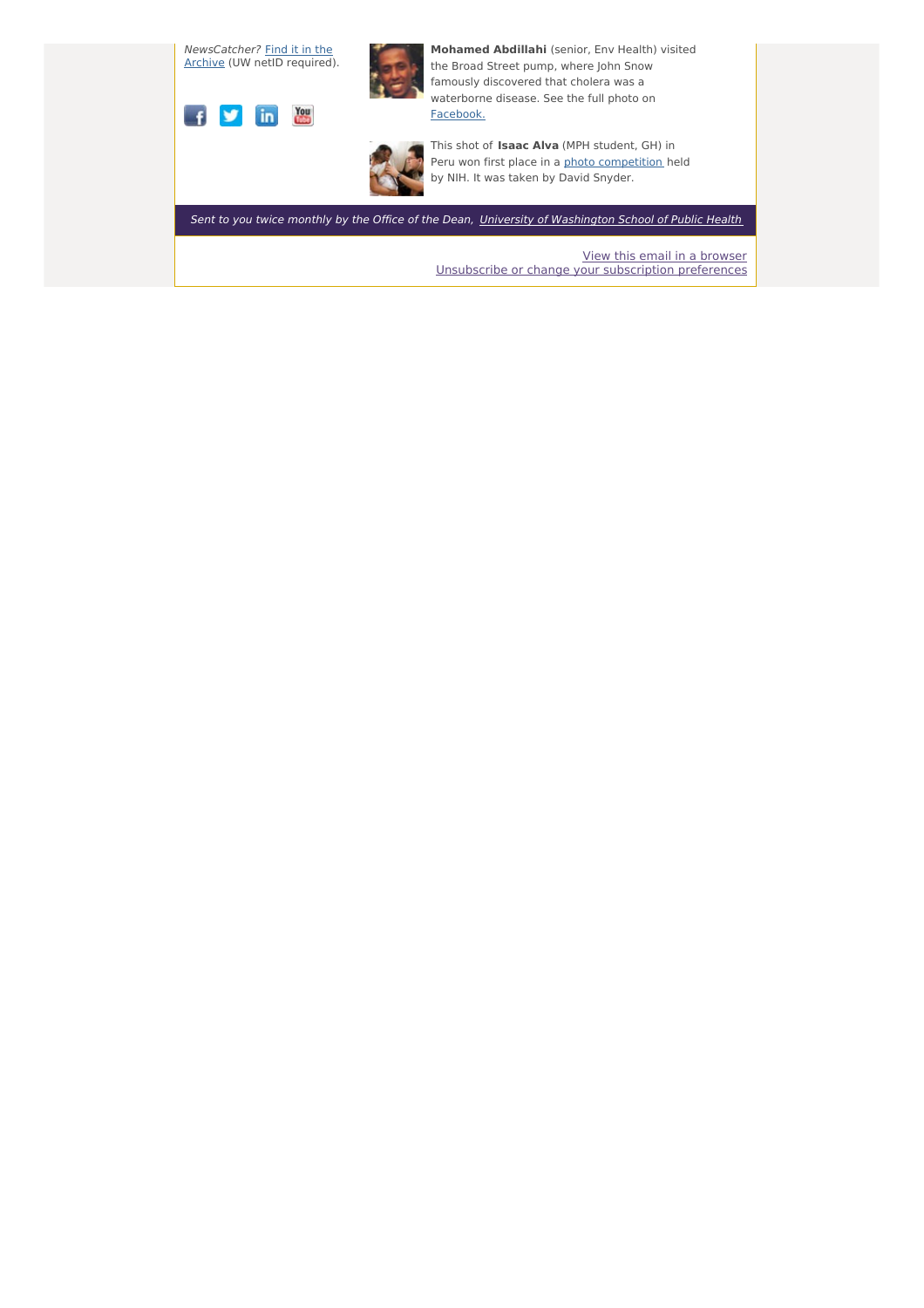*NewsCatcher?* [Find it in the Archive] (UW netID required).

**Mohamed Abdillahi** (senior, Env Health) visited the Broad Street pump, where John Snow famously discovered that cholera was a waterborne disease. See the full photo on [Facebook.]

This shot of **Isaac Alva** (MPH student, GH) in Peru won first place in a [photo competition] held by NIH. It was taken by David Snyder.

*Sent to you twice monthly by the Office of the Dean, [University of Washington School of Public Health]*

[View this email in a browser]
[Unsubscribe or change your subscription preferences]